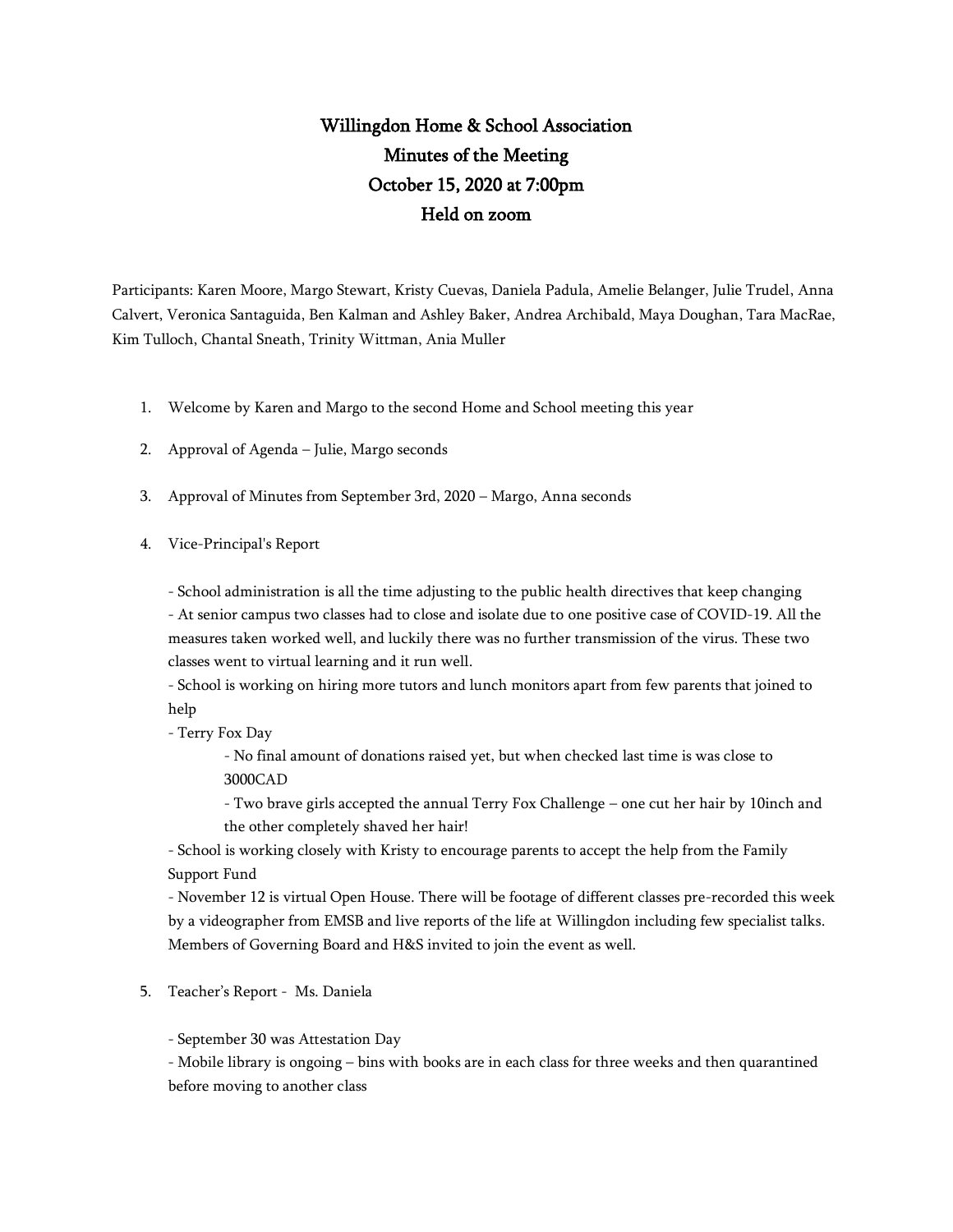# Willingdon Home & School Association
## Minutes of the Meeting
## October 15, 2020 at 7:00pm
## Held on zoom

Participants: Karen Moore, Margo Stewart, Kristy Cuevas, Daniela Padula, Amelie Belanger, Julie Trudel, Anna Calvert, Veronica Santaguida, Ben Kalman and Ashley Baker, Andrea Archibald, Maya Doughan, Tara MacRae, Kim Tulloch, Chantal Sneath, Trinity Wittman, Ania Muller

1. Welcome by Karen and Margo to the second Home and School meeting this year

2. Approval of Agenda – Julie, Margo seconds

3. Approval of Minutes from September 3rd, 2020 – Margo, Anna seconds

4. Vice-Principal's Report

   - School administration is all the time adjusting to the public health directives that keep changing
   - At senior campus two classes had to close and isolate due to one positive case of COVID-19. All the measures taken worked well, and luckily there was no further transmission of the virus. These two classes went to virtual learning and it run well.
   - School is working on hiring more tutors and lunch monitors apart from few parents that joined to help
   - Terry Fox Day
     - No final amount of donations raised yet, but when checked last time is was close to 3000CAD
     - Two brave girls accepted the annual Terry Fox Challenge – one cut her hair by 10inch and the other completely shaved her hair!
   - School is working closely with Kristy to encourage parents to accept the help from the Family Support Fund
   - November 12 is virtual Open House. There will be footage of different classes pre-recorded this week by a videographer from EMSB and live reports of the life at Willingdon including few specialist talks. Members of Governing Board and H&S invited to join the event as well.

5. Teacher's Report - Ms. Daniela

   - September 30 was Attestation Day
   - Mobile library is ongoing – bins with books are in each class for three weeks and then quarantined before moving to another class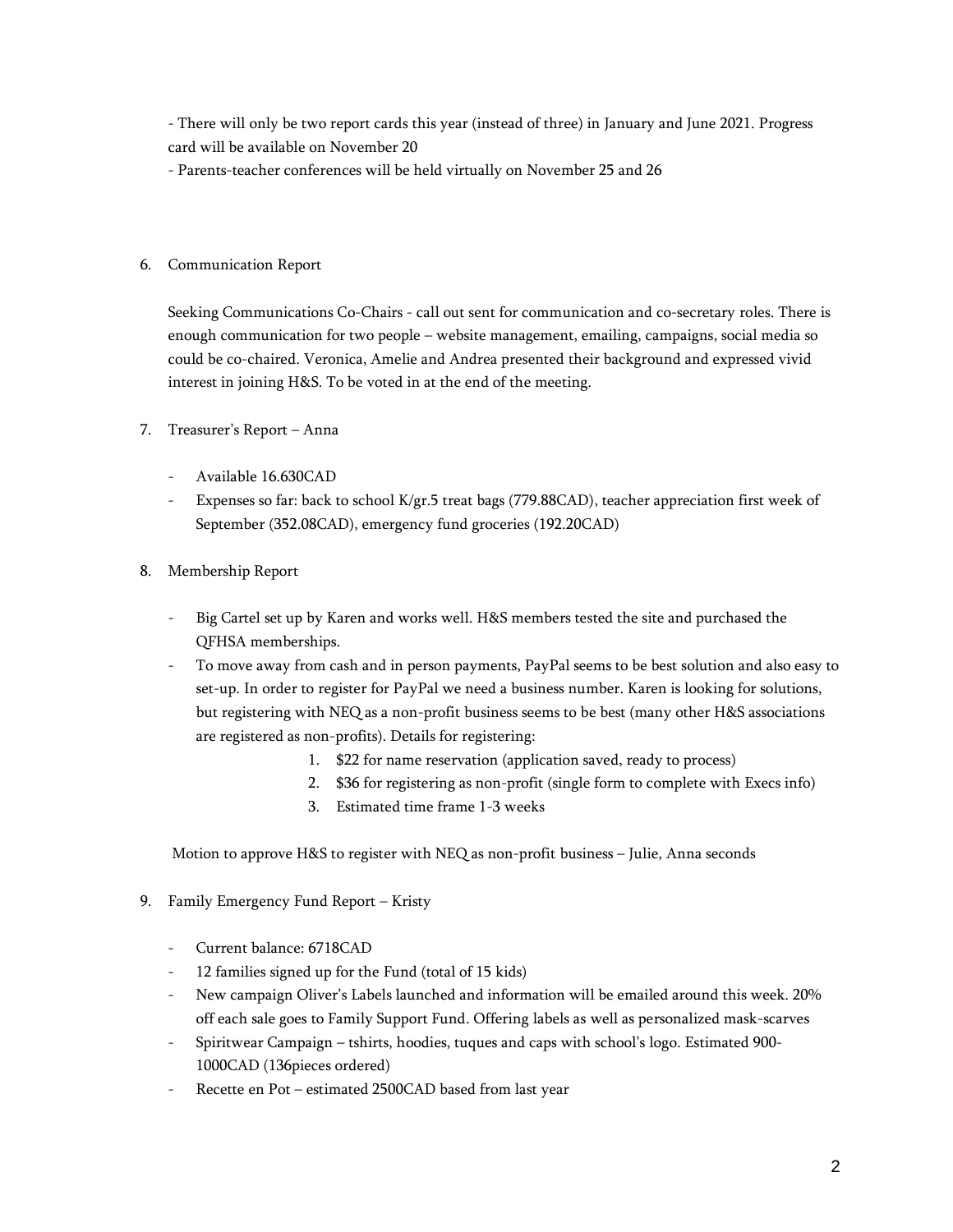- There will only be two report cards this year (instead of three) in January and June 2021. Progress card will be available on November 20
- Parents-teacher conferences will be held virtually on November 25 and 26

6. Communication Report

   Seeking Communications Co-Chairs - call out sent for communication and co-secretary roles. There is enough communication for two people – website management, emailing, campaigns, social media so could be co-chaired. Veronica, Amelie and Andrea presented their background and expressed vivid interest in joining H&S. To be voted in at the end of the meeting.

7. Treasurer's Report – Anna

   - Available 16.630CAD
   - Expenses so far: back to school K/gr.5 treat bags (779.88CAD), teacher appreciation first week of September (352.08CAD), emergency fund groceries (192.20CAD)

8. Membership Report

   - Big Cartel set up by Karen and works well. H&S members tested the site and purchased the QFHSA memberships.
   - To move away from cash and in person payments, PayPal seems to be best solution and also easy to set-up. In order to register for PayPal we need a business number. Karen is looking for solutions, but registering with NEQ as a non-profit business seems to be best (many other H&S associations are registered as non-profits). Details for registering:
     1. $22 for name reservation (application saved, ready to process)
     2. $36 for registering as non-profit (single form to complete with Execs info)
     3. Estimated time frame 1-3 weeks

   Motion to approve H&S to register with NEQ as non-profit business – Julie, Anna seconds

9. Family Emergency Fund Report – Kristy

   - Current balance: 6718CAD
   - 12 families signed up for the Fund (total of 15 kids)
   - New campaign Oliver's Labels launched and information will be emailed around this week. 20% off each sale goes to Family Support Fund. Offering labels as well as personalized mask-scarves
   - Spiritwear Campaign – tshirts, hoodies, tuques and caps with school's logo. Estimated 900-1000CAD (136pieces ordered)
   - Recette en Pot – estimated 2500CAD based from last year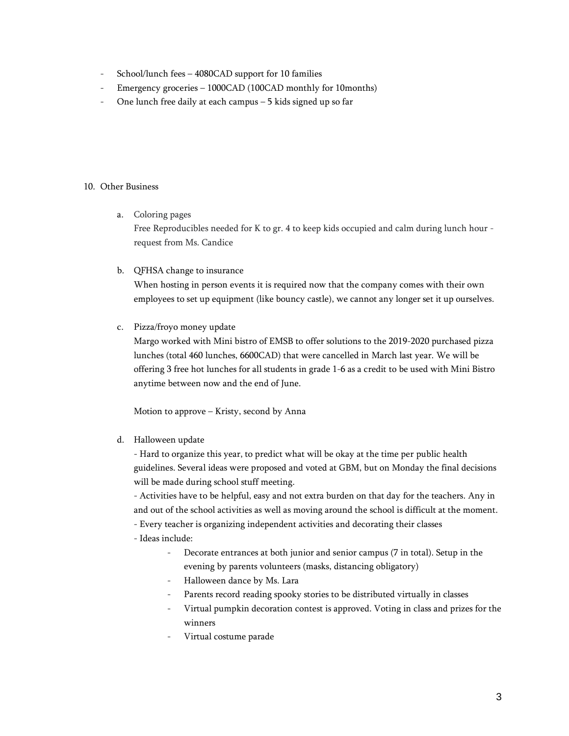- School/lunch fees – 4080CAD support for 10 families
- Emergency groceries – 1000CAD (100CAD monthly for 10months)
- One lunch free daily at each campus – 5 kids signed up so far

10. Other Business

    a. Coloring pages
    
    Free Reproducibles needed for K to gr. 4 to keep kids occupied and calm during lunch hour - request from Ms. Candice

    b. QFHSA change to insurance
    
    When hosting in person events it is required now that the company comes with their own employees to set up equipment (like bouncy castle), we cannot any longer set it up ourselves.

    c. Pizza/froyo money update
    
    Margo worked with Mini bistro of EMSB to offer solutions to the 2019-2020 purchased pizza lunches (total 460 lunches, 6600CAD) that were cancelled in March last year. We will be offering 3 free hot lunches for all students in grade 1-6 as a credit to be used with Mini Bistro anytime between now and the end of June.
    
    Motion to approve – Kristy, second by Anna

    d. Halloween update
    
    - Hard to organize this year, to predict what will be okay at the time per public health guidelines. Several ideas were proposed and voted at GBM, but on Monday the final decisions will be made during school stuff meeting.
    - Activities have to be helpful, easy and not extra burden on that day for the teachers. Any in and out of the school activities as well as moving around the school is difficult at the moment.
    - Every teacher is organizing independent activities and decorating their classes
    - Ideas include:
        - Decorate entrances at both junior and senior campus (7 in total). Setup in the evening by parents volunteers (masks, distancing obligatory)
        - Halloween dance by Ms. Lara
        - Parents record reading spooky stories to be distributed virtually in classes
        - Virtual pumpkin decoration contest is approved. Voting in class and prizes for the winners
        - Virtual costume parade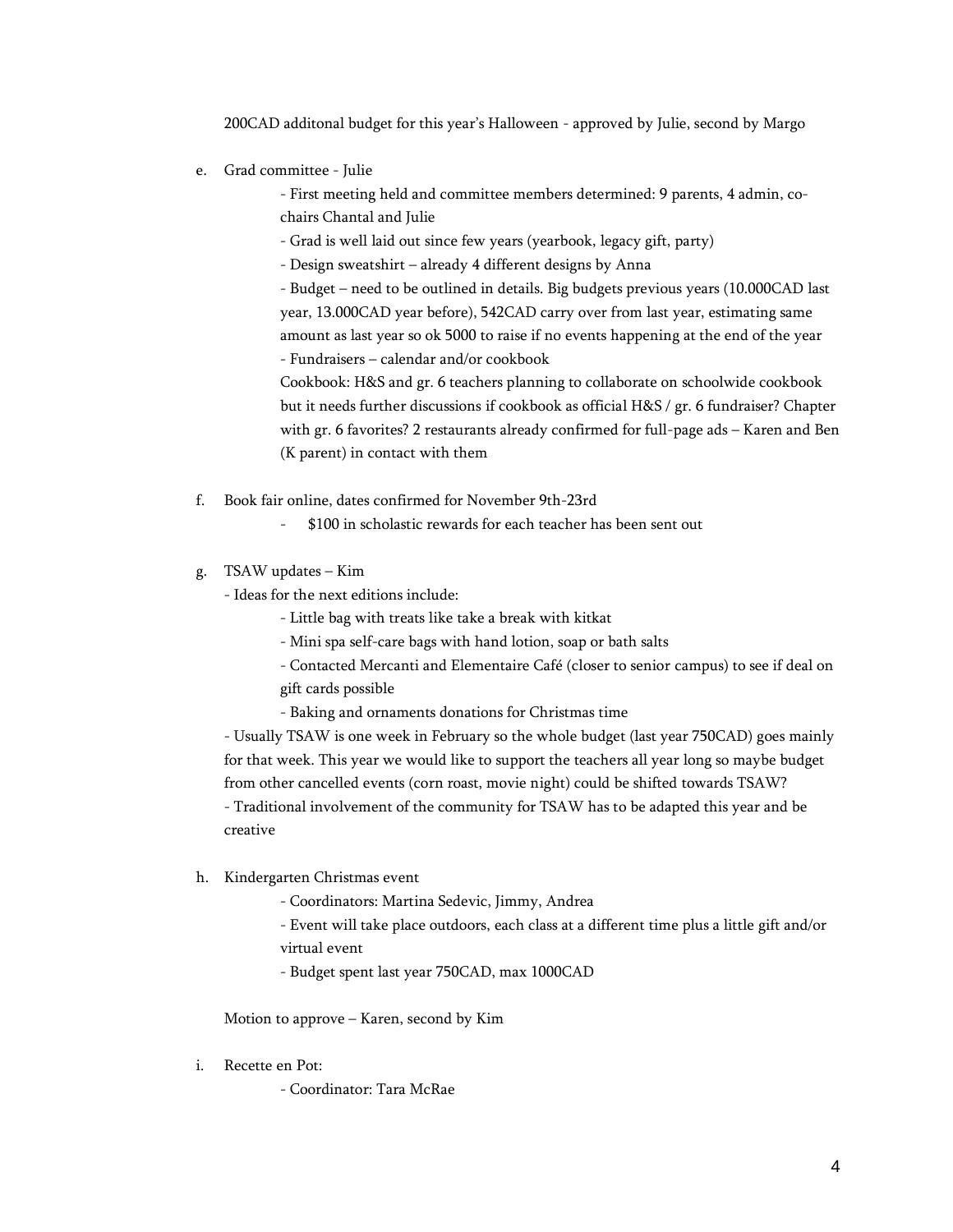200CAD additonal budget for this year's Halloween - approved by Julie, second by Margo

e. Grad committee - Julie
   - First meeting held and committee members determined: 9 parents, 4 admin, co-chairs Chantal and Julie
   - Grad is well laid out since few years (yearbook, legacy gift, party)
   - Design sweatshirt – already 4 different designs by Anna
   - Budget – need to be outlined in details. Big budgets previous years (10.000CAD last year, 13.000CAD year before), 542CAD carry over from last year, estimating same amount as last year so ok 5000 to raise if no events happening at the end of the year
   - Fundraisers – calendar and/or cookbook
   
   Cookbook: H&S and gr. 6 teachers planning to collaborate on schoolwide cookbook but it needs further discussions if cookbook as official H&S / gr. 6 fundraiser? Chapter with gr. 6 favorites? 2 restaurants already confirmed for full-page ads – Karen and Ben (K parent) in contact with them

f. Book fair online, dates confirmed for November 9th-23rd
   - $100 in scholastic rewards for each teacher has been sent out

g. TSAW updates – Kim
   - Ideas for the next editions include:
     - Little bag with treats like take a break with kitkat
     - Mini spa self-care bags with hand lotion, soap or bath salts
     - Contacted Mercanti and Elementaire Café (closer to senior campus) to see if deal on gift cards possible
     - Baking and ornaments donations for Christmas time
   - Usually TSAW is one week in February so the whole budget (last year 750CAD) goes mainly for that week. This year we would like to support the teachers all year long so maybe budget from other cancelled events (corn roast, movie night) could be shifted towards TSAW?
   - Traditional involvement of the community for TSAW has to be adapted this year and be creative

h. Kindergarten Christmas event
   - Coordinators: Martina Sedevic, Jimmy, Andrea
   - Event will take place outdoors, each class at a different time plus a little gift and/or virtual event
   - Budget spent last year 750CAD, max 1000CAD

   Motion to approve – Karen, second by Kim

i. Recette en Pot:
   - Coordinator: Tara McRae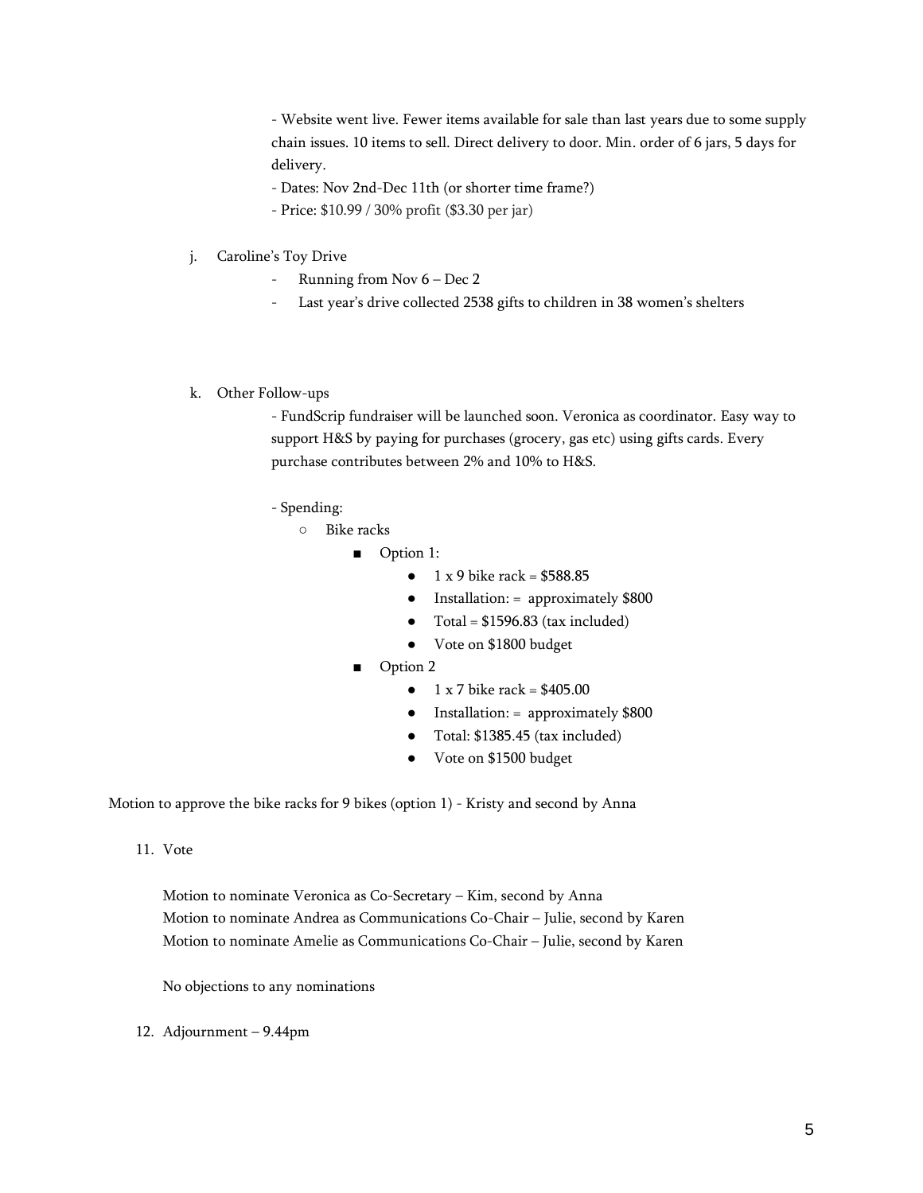- Website went live. Fewer items available for sale than last years due to some supply chain issues. 10 items to sell. Direct delivery to door. Min. order of 6 jars, 5 days for delivery.
- Dates: Nov 2nd-Dec 11th (or shorter time frame?)
- Price: $10.99 / 30% profit ($3.30 per jar)

j. Caroline's Toy Drive
   - Running from Nov 6 – Dec 2
   - Last year's drive collected 2538 gifts to children in 38 women's shelters

k. Other Follow-ups

   - FundScrip fundraiser will be launched soon. Veronica as coordinator. Easy way to support H&S by paying for purchases (grocery, gas etc) using gifts cards. Every purchase contributes between 2% and 10% to H&S.

   - Spending:
     - Bike racks
       - Option 1:
         - 1 x 9 bike rack = $588.85
         - Installation: = approximately $800
         - Total = $1596.83 (tax included)
         - Vote on $1800 budget
       - Option 2
         - 1 x 7 bike rack = $405.00
         - Installation: = approximately $800
         - Total: $1385.45 (tax included)
         - Vote on $1500 budget

Motion to approve the bike racks for 9 bikes (option 1) - Kristy and second by Anna

11. Vote

    Motion to nominate Veronica as Co-Secretary – Kim, second by Anna
    Motion to nominate Andrea as Communications Co-Chair – Julie, second by Karen
    Motion to nominate Amelie as Communications Co-Chair – Julie, second by Karen

    No objections to any nominations

12. Adjournment – 9.44pm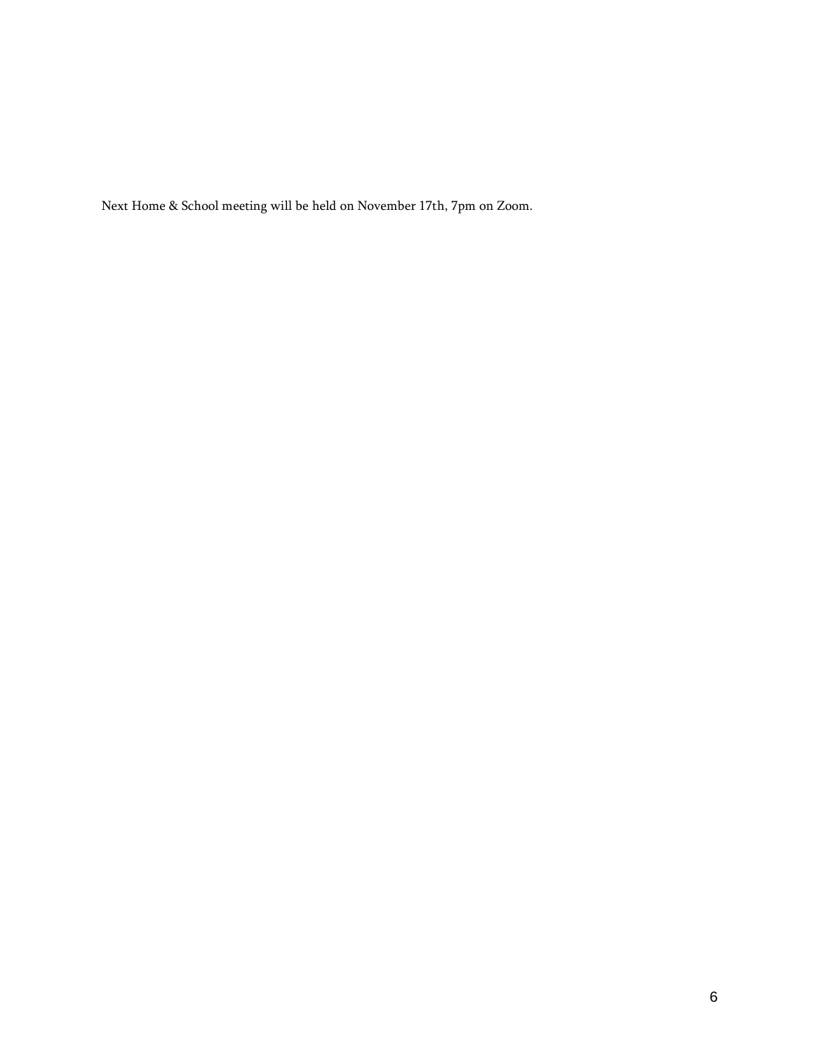Next Home & School meeting will be held on November 17th, 7pm on Zoom.